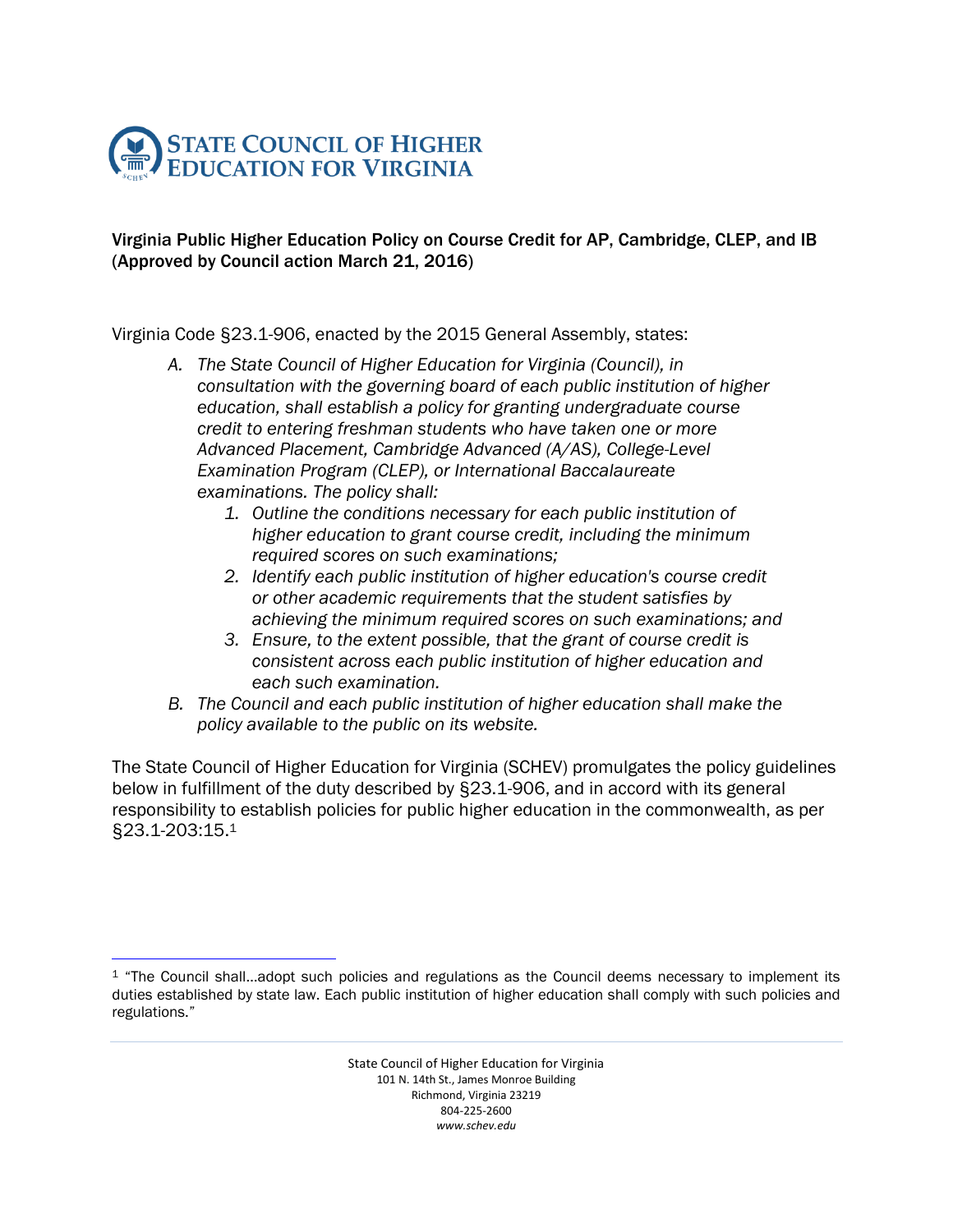# STATE COUNCIL OF HIGHER EDUCATION FOR VIRGINIA

**Virginia Public Higher Education Policy on Course Credit for AP, Cambridge, CLEP, and IB (Approved by Council action March 21, 2016)**

Virginia Code §23.1-906, enacted by the 2015 General Assembly, states:

> A. *The State Council of Higher Education for Virginia (Council), in consultation with the governing board of each public institution of higher education, shall establish a policy for granting undergraduate course credit to entering freshman students who have taken one or more Advanced Placement, Cambridge Advanced (A/AS), College-Level Examination Program (CLEP), or International Baccalaureate examinations. The policy shall:*
>    1. *Outline the conditions necessary for each public institution of higher education to grant course credit, including the minimum required scores on such examinations;*
>    2. *Identify each public institution of higher education's course credit or other academic requirements that the student satisfies by achieving the minimum required scores on such examinations; and*
>    3. *Ensure, to the extent possible, that the grant of course credit is consistent across each public institution of higher education and each such examination.*
>
> B. *The Council and each public institution of higher education shall make the policy available to the public on its website.*

The State Council of Higher Education for Virginia (SCHEV) promulgates the policy guidelines below in fulfillment of the duty described by §23.1-906, and in accord with its general responsibility to establish policies for public higher education in the commonwealth, as per §23.1-203:15.[1]

---

[1] "The Council shall…adopt such policies and regulations as the Council deems necessary to implement its duties established by state law. Each public institution of higher education shall comply with such policies and regulations."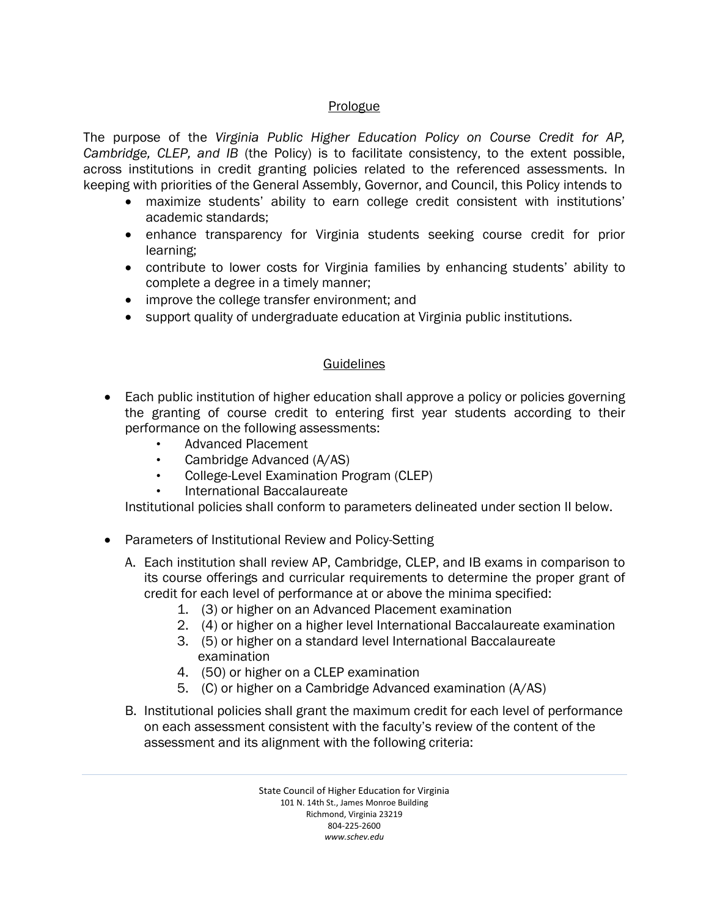## Prologue

The purpose of the *Virginia Public Higher Education Policy on Course Credit for AP, Cambridge, CLEP, and IB* (the Policy) is to facilitate consistency, to the extent possible, across institutions in credit granting policies related to the referenced assessments. In keeping with priorities of the General Assembly, Governor, and Council, this Policy intends to

- maximize students' ability to earn college credit consistent with institutions' academic standards;
- enhance transparency for Virginia students seeking course credit for prior learning;
- contribute to lower costs for Virginia families by enhancing students' ability to complete a degree in a timely manner;
- improve the college transfer environment; and
- support quality of undergraduate education at Virginia public institutions.

## Guidelines

- Each public institution of higher education shall approve a policy or policies governing the granting of course credit to entering first year students according to their performance on the following assessments:
  - Advanced Placement
  - Cambridge Advanced (A/AS)
  - College-Level Examination Program (CLEP)
  - International Baccalaureate

  Institutional policies shall conform to parameters delineated under section II below.

- Parameters of Institutional Review and Policy-Setting
  A. Each institution shall review AP, Cambridge, CLEP, and IB exams in comparison to its course offerings and curricular requirements to determine the proper grant of credit for each level of performance at or above the minima specified:
     1. (3) or higher on an Advanced Placement examination
     2. (4) or higher on a higher level International Baccalaureate examination
     3. (5) or higher on a standard level International Baccalaureate examination
     4. (50) or higher on a CLEP examination
     5. (C) or higher on a Cambridge Advanced examination (A/AS)

  B. Institutional policies shall grant the maximum credit for each level of performance on each assessment consistent with the faculty's review of the content of the assessment and its alignment with the following criteria: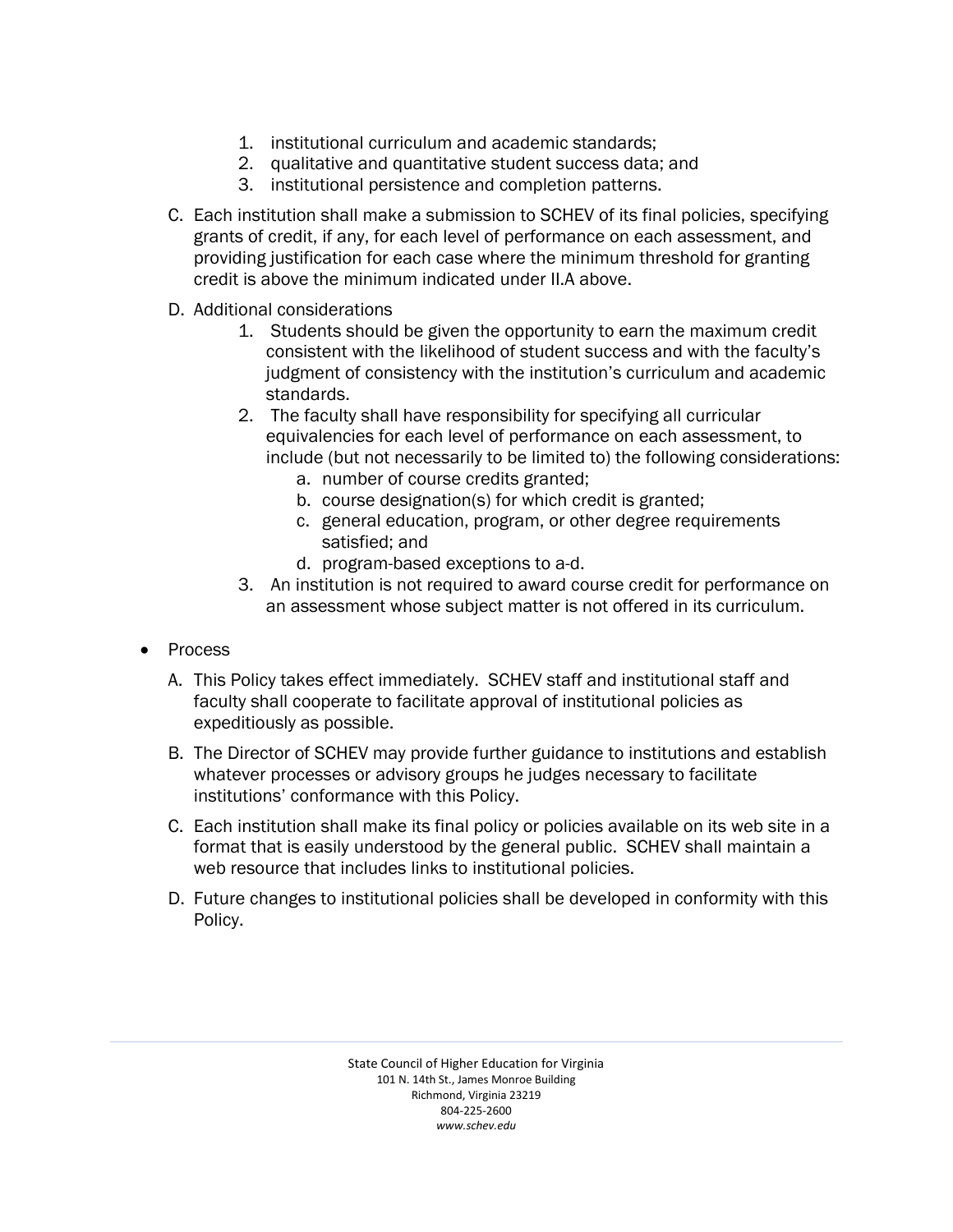1. institutional curriculum and academic standards;
2. qualitative and quantitative student success data; and
3. institutional persistence and completion patterns.

C. Each institution shall make a submission to SCHEV of its final policies, specifying grants of credit, if any, for each level of performance on each assessment, and providing justification for each case where the minimum threshold for granting credit is above the minimum indicated under II.A above.

D. Additional considerations

1. Students should be given the opportunity to earn the maximum credit consistent with the likelihood of student success and with the faculty's judgment of consistency with the institution's curriculum and academic standards.
2. The faculty shall have responsibility for specifying all curricular equivalencies for each level of performance on each assessment, to include (but not necessarily to be limited to) the following considerations:
    a. number of course credits granted;
    b. course designation(s) for which credit is granted;
    c. general education, program, or other degree requirements satisfied; and
    d. program-based exceptions to a-d.
3. An institution is not required to award course credit for performance on an assessment whose subject matter is not offered in its curriculum.

- Process

A. This Policy takes effect immediately. SCHEV staff and institutional staff and faculty shall cooperate to facilitate approval of institutional policies as expeditiously as possible.

B. The Director of SCHEV may provide further guidance to institutions and establish whatever processes or advisory groups he judges necessary to facilitate institutions' conformance with this Policy.

C. Each institution shall make its final policy or policies available on its web site in a format that is easily understood by the general public. SCHEV shall maintain a web resource that includes links to institutional policies.

D. Future changes to institutional policies shall be developed in conformity with this Policy.